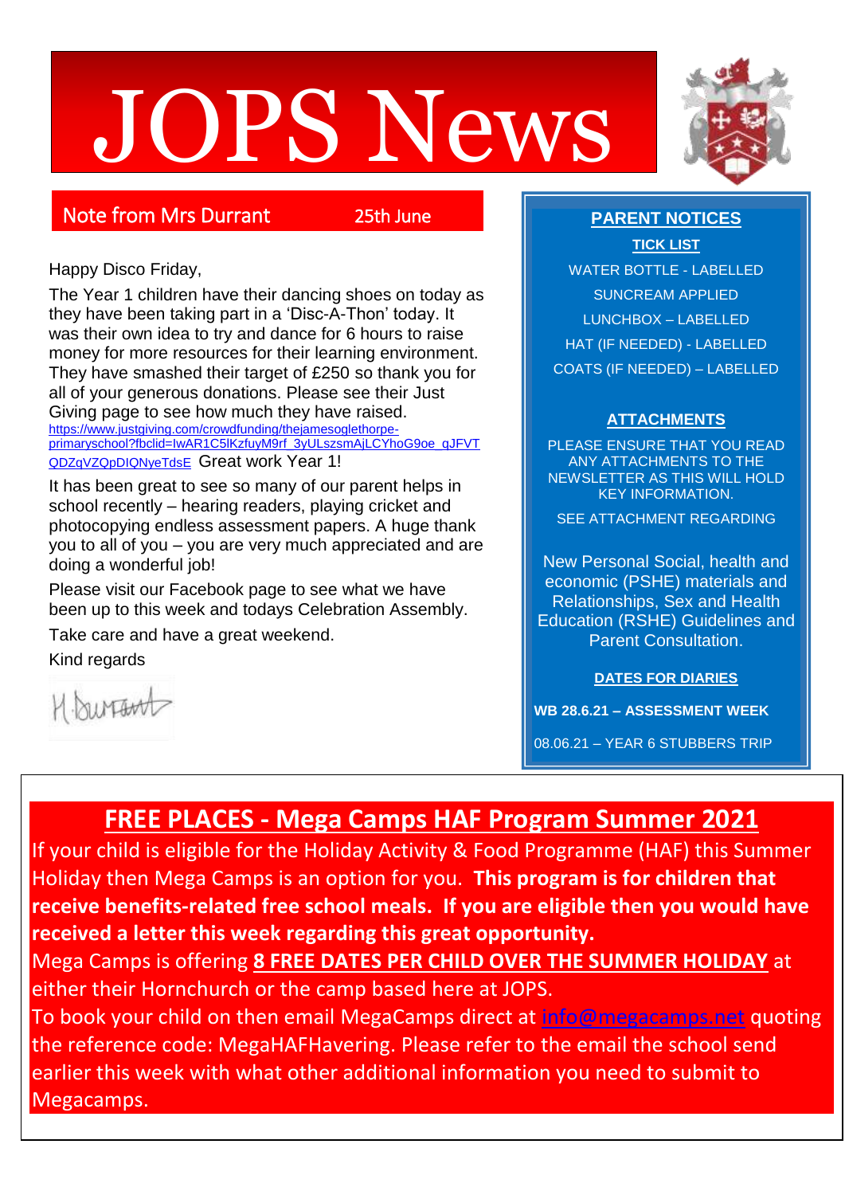# JOPS News

## Note from Mrs Durrant — 25th June

Happy Disco Friday,

The Year 1 children have their dancing shoes on today as they have been taking part in a 'Disc-A-Thon' today. It was their own idea to try and dance for 6 hours to raise money for more resources for their learning environment. They have smashed their target of £250 so thank you for all of your generous donations. Please see their Just Giving page to see how much they have raised. https://www.justgiving.com/crowdfunding/thejamesoglethorpe-primaryschool?fbclid=IwAR1C5lKzfuyM9rf_3yULszsmAjLCYhoG9oe_qJFVTQDZqVZQpDIQNyeTdsE Great work Year 1!

It has been great to see so many of our parent helps in school recently – hearing readers, playing cricket and photocopying endless assessment papers. A huge thank you to all of you – you are very much appreciated and are doing a wonderful job!

Please visit our Facebook page to see what we have been up to this week and todays Celebration Assembly.

Take care and have a great weekend.

Kind regards

H. Durrant

## PARENT NOTICES

**TICK LIST**

- WATER BOTTLE - LABELLED
- SUNCREAM APPLIED
- LUNCHBOX – LABELLED
- HAT (IF NEEDED) - LABELLED
- COATS (IF NEEDED) – LABELLED

**ATTACHMENTS**

PLEASE ENSURE THAT YOU READ ANY ATTACHMENTS TO THE NEWSLETTER AS THIS WILL HOLD KEY INFORMATION.

SEE ATTACHMENT REGARDING

New Personal Social, health and economic (PSHE) materials and Relationships, Sex and Health Education (RSHE) Guidelines and Parent Consultation.

**DATES FOR DIARIES**

**WB 28.6.21 – ASSESSMENT WEEK**

08.06.21 – YEAR 6 STUBBERS TRIP

## FREE PLACES - Mega Camps HAF Program Summer 2021

If your child is eligible for the Holiday Activity & Food Programme (HAF) this Summer Holiday then Mega Camps is an option for you. **This program is for children that receive benefits-related free school meals. If you are eligible then you would have received a letter this week regarding this great opportunity.**

Mega Camps is offering **8 FREE DATES PER CHILD OVER THE SUMMER HOLIDAY** at either their Hornchurch or the camp based here at JOPS.

To book your child on then email MegaCamps direct at info@megacamps.net quoting the reference code: MegaHAFHavering. Please refer to the email the school send earlier this week with what other additional information you need to submit to Megacamps.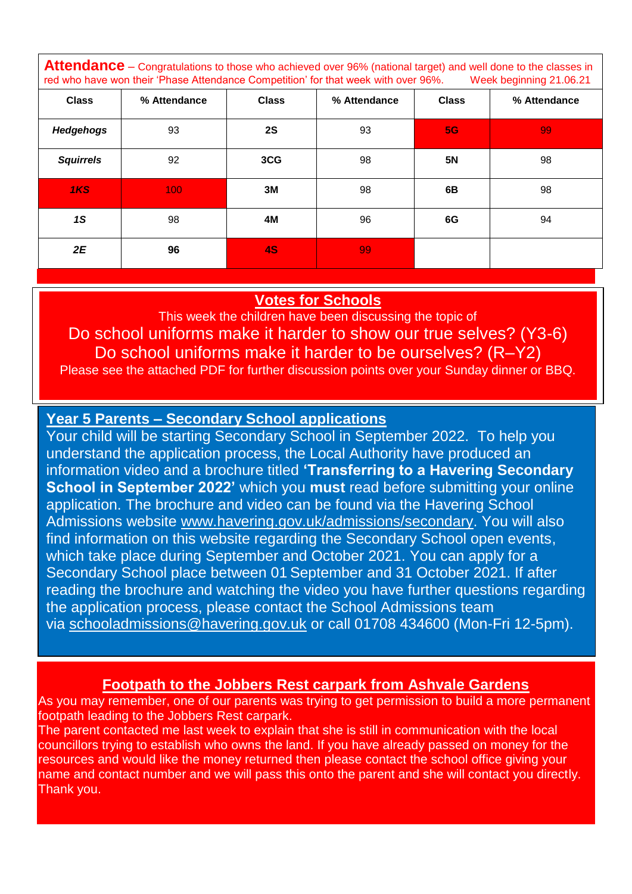**Attendance** – Congratulations to those who achieved over 96% (national target) and well done to the classes in red who have won their 'Phase Attendance Competition' for that week with over 96%. Week beginning 21.06.21

| Class | % Attendance | Class | % Attendance | Class | % Attendance |
|---|---|---|---|---|---|
| ***Hedgehogs*** | 93 | **2S** | 93 | **5G** | 99 |
| ***Squirrels*** | 92 | **3CG** | 98 | **5N** | 98 |
| ***1KS*** | 100 | **3M** | 98 | **6B** | 98 |
| ***1S*** | 98 | **4M** | 96 | **6G** | 94 |
| ***2E*** | **96** | **4S** | 99 | | |

## Votes for Schools

This week the children have been discussing the topic of

Do school uniforms make it harder to show our true selves? (Y3-6)

Do school uniforms make it harder to be ourselves? (R–Y2)

Please see the attached PDF for further discussion points over your Sunday dinner or BBQ.

## Year 5 Parents – Secondary School applications

Your child will be starting Secondary School in September 2022. To help you understand the application process, the Local Authority have produced an information video and a brochure titled **'Transferring to a Havering Secondary School in September 2022'** which you **must** read before submitting your online application. The brochure and video can be found via the Havering School Admissions website www.havering.gov.uk/admissions/secondary. You will also find information on this website regarding the Secondary School open events, which take place during September and October 2021. You can apply for a Secondary School place between 01 September and 31 October 2021. If after reading the brochure and watching the video you have further questions regarding the application process, please contact the School Admissions team via schooladmissions@havering.gov.uk or call 01708 434600 (Mon-Fri 12-5pm).

## Footpath to the Jobbers Rest carpark from Ashvale Gardens

As you may remember, one of our parents was trying to get permission to build a more permanent footpath leading to the Jobbers Rest carpark.

The parent contacted me last week to explain that she is still in communication with the local councillors trying to establish who owns the land. If you have already passed on money for the resources and would like the money returned then please contact the school office giving your name and contact number and we will pass this onto the parent and she will contact you directly. Thank you.